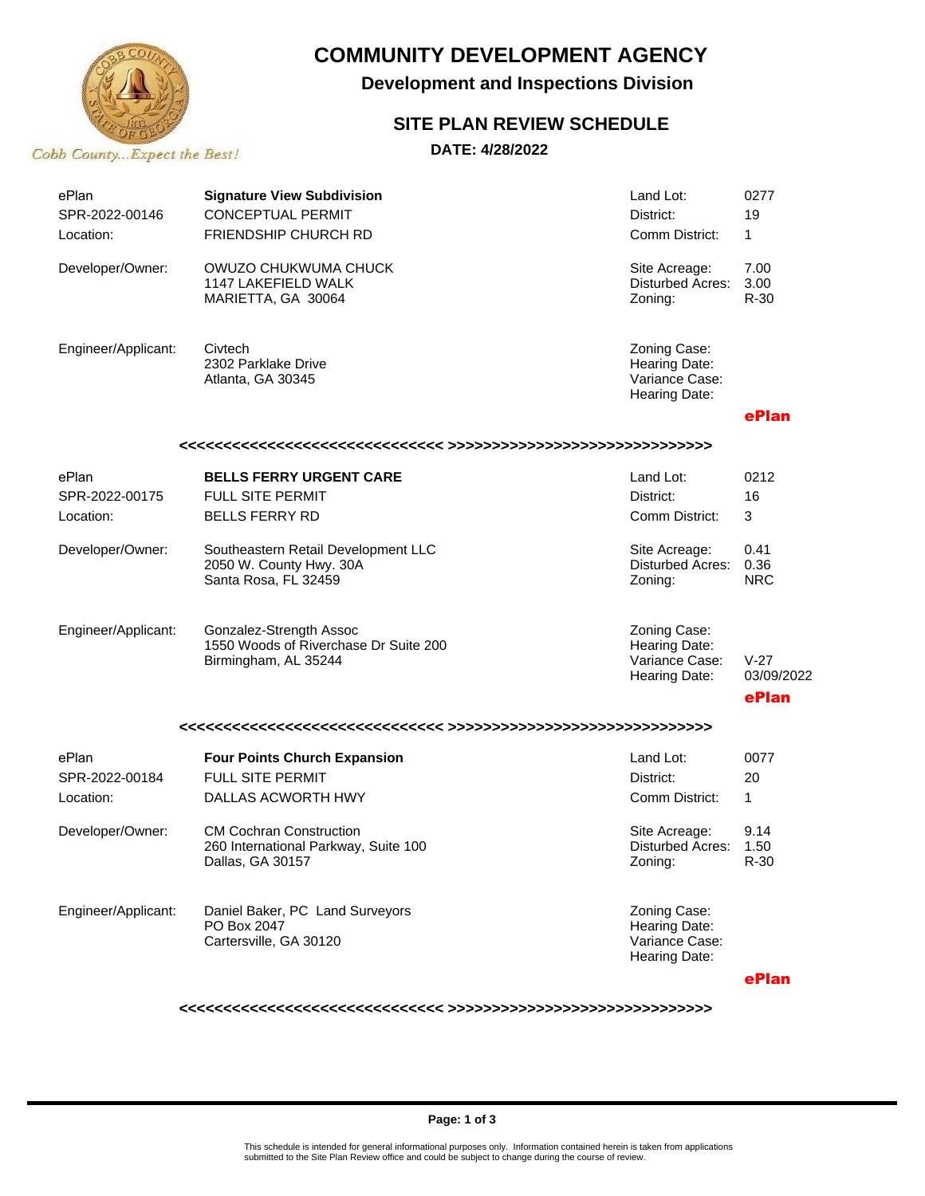# COMMUNITY DEVELOPMENT AGENCY

## Development and Inspections Division

### SITE PLAN REVIEW SCHEDULE

**DATE: 4/28/2022**

Cobb County...Expect the Best!

| | | | |
|---|---|---|---|
| ePlan | **Signature View Subdivision** | Land Lot: | 0277 |
| SPR-2022-00146 | CONCEPTUAL PERMIT | District: | 19 |
| Location: | FRIENDSHIP CHURCH RD | Comm District: | 1 |
| Developer/Owner: | OWUZO CHUKWUMA CHUCK<br>1147 LAKEFIELD WALK<br>MARIETTA, GA 30064 | Site Acreage:<br>Disturbed Acres:<br>Zoning: | 7.00<br>3.00<br>R-30 |
| Engineer/Applicant: | Civtech<br>2302 Parklake Drive<br>Atlanta, GA 30345 | Zoning Case:<br>Hearing Date:<br>Variance Case:<br>Hearing Date: | |
| | | | **ePlan** |

<<<<<<<<<<<<<<<<<<<<<<<<<<<<< >>>>>>>>>>>>>>>>>>>>>>>>>>>>>>

| | | | |
|---|---|---|---|
| ePlan | **BELLS FERRY URGENT CARE** | Land Lot: | 0212 |
| SPR-2022-00175 | FULL SITE PERMIT | District: | 16 |
| Location: | BELLS FERRY RD | Comm District: | 3 |
| Developer/Owner: | Southeastern Retail Development LLC<br>2050 W. County Hwy. 30A<br>Santa Rosa, FL 32459 | Site Acreage:<br>Disturbed Acres:<br>Zoning: | 0.41<br>0.36<br>NRC |
| Engineer/Applicant: | Gonzalez-Strength Assoc<br>1550 Woods of Riverchase Dr Suite 200<br>Birmingham, AL 35244 | Zoning Case:<br>Hearing Date:<br>Variance Case:<br>Hearing Date: | <br><br>V-27<br>03/09/2022 |
| | | | **ePlan** |

<<<<<<<<<<<<<<<<<<<<<<<<<<<<< >>>>>>>>>>>>>>>>>>>>>>>>>>>>>>

| | | | |
|---|---|---|---|
| ePlan | **Four Points Church Expansion** | Land Lot: | 0077 |
| SPR-2022-00184 | FULL SITE PERMIT | District: | 20 |
| Location: | DALLAS ACWORTH HWY | Comm District: | 1 |
| Developer/Owner: | CM Cochran Construction<br>260 International Parkway, Suite 100<br>Dallas, GA 30157 | Site Acreage:<br>Disturbed Acres:<br>Zoning: | 9.14<br>1.50<br>R-30 |
| Engineer/Applicant: | Daniel Baker, PC Land Surveyors<br>PO Box 2047<br>Cartersville, GA 30120 | Zoning Case:<br>Hearing Date:<br>Variance Case:<br>Hearing Date: | |
| | | | **ePlan** |

<<<<<<<<<<<<<<<<<<<<<<<<<<<<< >>>>>>>>>>>>>>>>>>>>>>>>>>>>>>

This schedule is intended for general informational purposes only. Information contained herein is taken from applications submitted to the Site Plan Review office and could be subject to change during the course of review.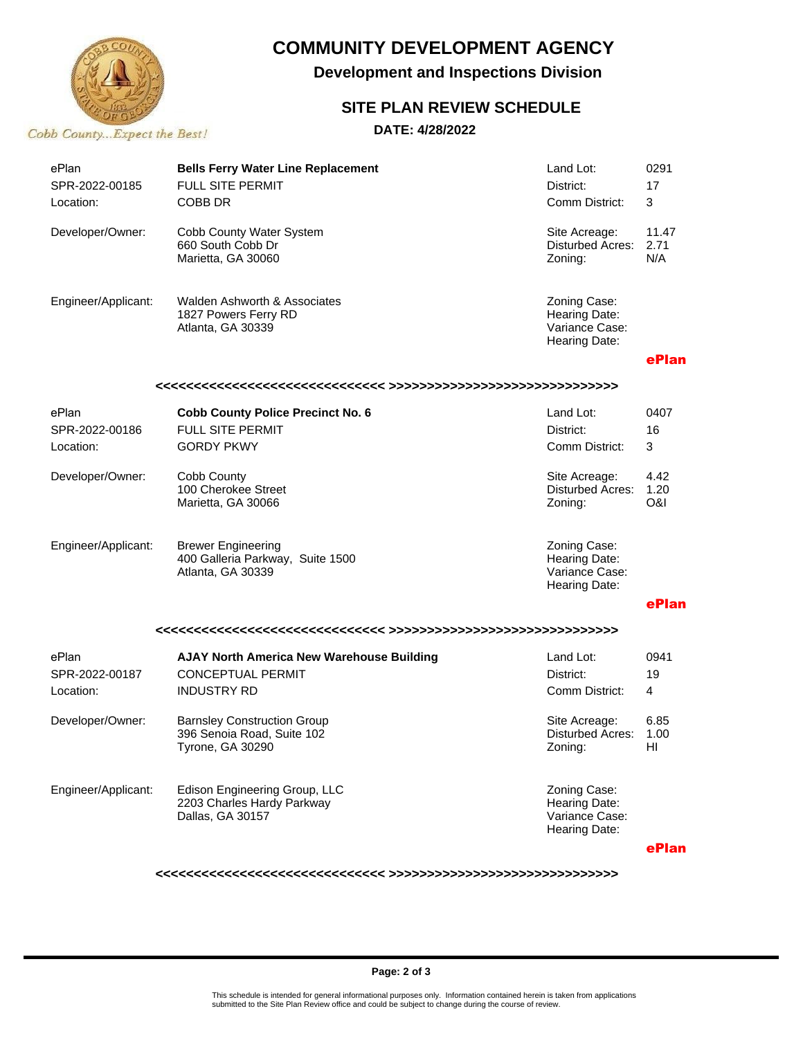# COMMUNITY DEVELOPMENT AGENCY

**Development and Inspections Division**

## SITE PLAN REVIEW SCHEDULE

**DATE: 4/28/2022**

Cobb County...Expect the Best!

| | | | |
|---|---|---|---|
| ePlan | **Bells Ferry Water Line Replacement** | Land Lot: | 0291 |
| SPR-2022-00185 | FULL SITE PERMIT | District: | 17 |
| Location: | COBB DR | Comm District: | 3 |
| Developer/Owner: | Cobb County Water System<br>660 South Cobb Dr<br>Marietta, GA 30060 | Site Acreage:<br>Disturbed Acres:<br>Zoning: | 11.47<br>2.71<br>N/A |
| Engineer/Applicant: | Walden Ashworth & Associates<br>1827 Powers Ferry RD<br>Atlanta, GA 30339 | Zoning Case:<br>Hearing Date:<br>Variance Case:<br>Hearing Date: | |

**ePlan**

<<<<<<<<<<<<<<<<<<<<<<<<<<<<<< >>>>>>>>>>>>>>>>>>>>>>>>>>>>>>

| | | | |
|---|---|---|---|
| ePlan | **Cobb County Police Precinct No. 6** | Land Lot: | 0407 |
| SPR-2022-00186 | FULL SITE PERMIT | District: | 16 |
| Location: | GORDY PKWY | Comm District: | 3 |
| Developer/Owner: | Cobb County<br>100 Cherokee Street<br>Marietta, GA 30066 | Site Acreage:<br>Disturbed Acres:<br>Zoning: | 4.42<br>1.20<br>O&I |
| Engineer/Applicant: | Brewer Engineering<br>400 Galleria Parkway, Suite 1500<br>Atlanta, GA 30339 | Zoning Case:<br>Hearing Date:<br>Variance Case:<br>Hearing Date: | |

**ePlan**

<<<<<<<<<<<<<<<<<<<<<<<<<<<<<< >>>>>>>>>>>>>>>>>>>>>>>>>>>>>>

| | | | |
|---|---|---|---|
| ePlan | **AJAY North America New Warehouse Building** | Land Lot: | 0941 |
| SPR-2022-00187 | CONCEPTUAL PERMIT | District: | 19 |
| Location: | INDUSTRY RD | Comm District: | 4 |
| Developer/Owner: | Barnsley Construction Group<br>396 Senoia Road, Suite 102<br>Tyrone, GA 30290 | Site Acreage:<br>Disturbed Acres:<br>Zoning: | 6.85<br>1.00<br>HI |
| Engineer/Applicant: | Edison Engineering Group, LLC<br>2203 Charles Hardy Parkway<br>Dallas, GA 30157 | Zoning Case:<br>Hearing Date:<br>Variance Case:<br>Hearing Date: | |

**ePlan**

<<<<<<<<<<<<<<<<<<<<<<<<<<<<<< >>>>>>>>>>>>>>>>>>>>>>>>>>>>>>

This schedule is intended for general informational purposes only. Information contained herein is taken from applications submitted to the Site Plan Review office and could be subject to change during the course of review.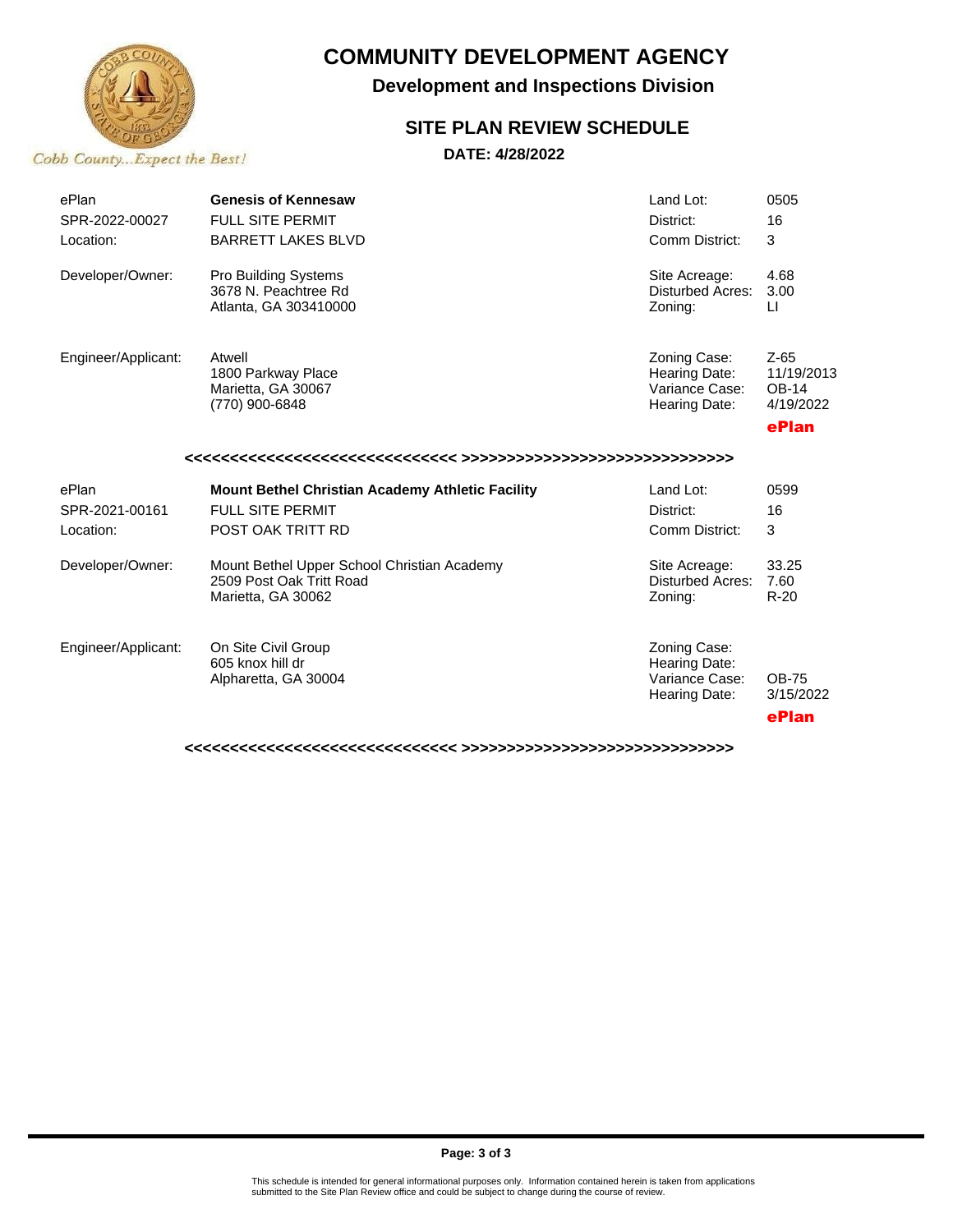# COMMUNITY DEVELOPMENT AGENCY

## Development and Inspections Division

### SITE PLAN REVIEW SCHEDULE

**DATE: 4/28/2022**

Cobb County...Expect the Best!

| | | | |
|---|---|---|---|
| ePlan | **Genesis of Kennesaw** | Land Lot: | 0505 |
| SPR-2022-00027 | FULL SITE PERMIT | District: | 16 |
| Location: | BARRETT LAKES BLVD | Comm District: | 3 |
| Developer/Owner: | Pro Building Systems<br>3678 N. Peachtree Rd<br>Atlanta, GA 303410000 | Site Acreage:<br>Disturbed Acres:<br>Zoning: | 4.68<br>3.00<br>LI |
| Engineer/Applicant: | Atwell<br>1800 Parkway Place<br>Marietta, GA 30067<br>(770) 900-6848 | Zoning Case:<br>Hearing Date:<br>Variance Case:<br>Hearing Date: | Z-65<br>11/19/2013<br>OB-14<br>4/19/2022 |
| | | | **ePlan** |

<<<<<<<<<<<<<<<<<<<<<<<<<<<<<< >>>>>>>>>>>>>>>>>>>>>>>>>>>>>>

| | | | |
|---|---|---|---|
| ePlan | **Mount Bethel Christian Academy Athletic Facility** | Land Lot: | 0599 |
| SPR-2021-00161 | FULL SITE PERMIT | District: | 16 |
| Location: | POST OAK TRITT RD | Comm District: | 3 |
| Developer/Owner: | Mount Bethel Upper School Christian Academy<br>2509 Post Oak Tritt Road<br>Marietta, GA 30062 | Site Acreage:<br>Disturbed Acres:<br>Zoning: | 33.25<br>7.60<br>R-20 |
| Engineer/Applicant: | On Site Civil Group<br>605 knox hill dr<br>Alpharetta, GA 30004 | Zoning Case:<br>Hearing Date:<br>Variance Case:<br>Hearing Date: | <br><br>OB-75<br>3/15/2022 |
| | | | **ePlan** |

<<<<<<<<<<<<<<<<<<<<<<<<<<<<<< >>>>>>>>>>>>>>>>>>>>>>>>>>>>>>

This schedule is intended for general informational purposes only. Information contained herein is taken from applications submitted to the Site Plan Review office and could be subject to change during the course of review.